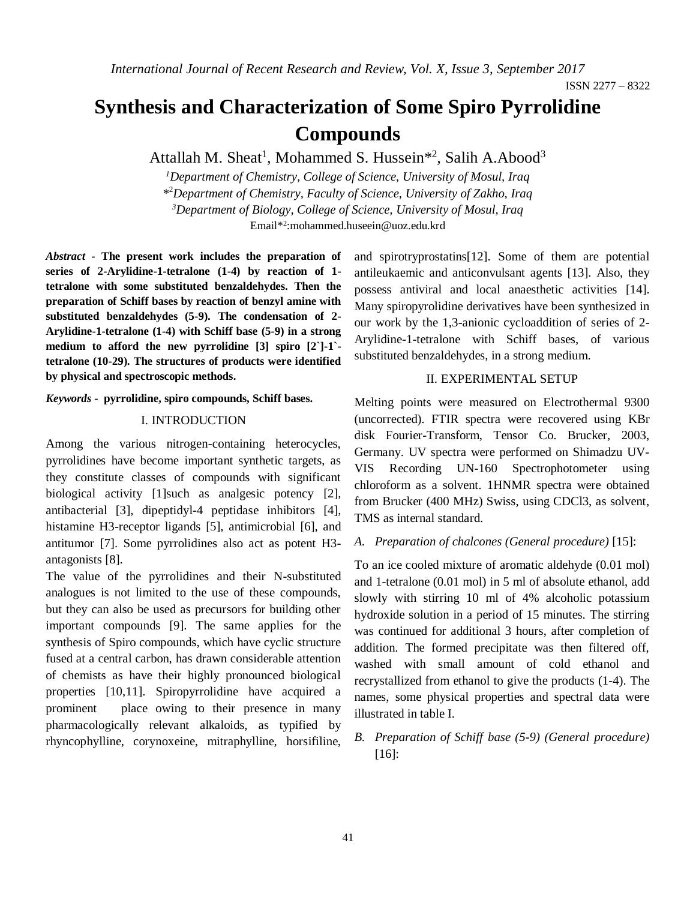# Synthesis and Characterization of Some Spiro Pyrrolidine Compounds

Attallah M. Sheat[1], Mohammed S. Hussein*[2], Salih A.Abood[3]

[1]*Department of Chemistry, College of Science, University of Mosul, Iraq*

*[2]*Department of Chemistry, Faculty of Science, University of Zakho, Iraq*

[3]*Department of Biology, College of Science, University of Mosul, Iraq*

Email*[2]:mohammed.huseein@uoz.edu.krd

***Abstract* - The present work includes the preparation of series of 2-Arylidine-1-tetralone (1-4) by reaction of 1-tetralone with some substituted benzaldehydes. Then the preparation of Schiff bases by reaction of benzyl amine with substituted benzaldehydes (5-9). The condensation of 2-Arylidine-1-tetralone (1-4) with Schiff base (5-9) in a strong medium to afford the new pyrrolidine [3] spiro [2`]-1`-tetralone (10-29). The structures of products were identified by physical and spectroscopic methods.**

***Keywords* - pyrrolidine, spiro compounds, Schiff bases.**

## I. INTRODUCTION

Among the various nitrogen-containing heterocycles, pyrrolidines have become important synthetic targets, as they constitute classes of compounds with significant biological activity [1]such as analgesic potency [2], antibacterial [3], dipeptidyl-4 peptidase inhibitors [4], histamine H3-receptor ligands [5], antimicrobial [6], and antitumor [7]. Some pyrrolidines also act as potent H3-antagonists [8].

The value of the pyrrolidines and their N-substituted analogues is not limited to the use of these compounds, but they can also be used as precursors for building other important compounds [9]. The same applies for the synthesis of Spiro compounds, which have cyclic structure fused at a central carbon, has drawn considerable attention of chemists as have their highly pronounced biological properties [10,11]. Spiropyrrolidine have acquired a prominent place owing to their presence in many pharmacologically relevant alkaloids, as typified by rhyncophylline, corynoxeine, mitraphylline, horsifiline, and spirotryprostatins[12]. Some of them are potential antileukaemic and anticonvulsant agents [13]. Also, they possess antiviral and local anaesthetic activities [14]. Many spiropyrolidine derivatives have been synthesized in our work by the 1,3-anionic cycloaddition of series of 2-Arylidine-1-tetralone with Schiff bases, of various substituted benzaldehydes, in a strong medium.

## II. EXPERIMENTAL SETUP

Melting points were measured on Electrothermal 9300 (uncorrected). FTIR spectra were recovered using KBr disk Fourier-Transform, Tensor Co. Brucker, 2003, Germany. UV spectra were performed on Shimadzu UV-VIS Recording UN-160 Spectrophotometer using chloroform as a solvent. 1HNMR spectra were obtained from Brucker (400 MHz) Swiss, using $CDCl_3$, as solvent, TMS as internal standard.

### *A. Preparation of chalcones (General procedure)* [15]:

To an ice cooled mixture of aromatic aldehyde (0.01 mol) and 1-tetralone (0.01 mol) in 5 ml of absolute ethanol, add slowly with stirring 10 ml of 4% alcoholic potassium hydroxide solution in a period of 15 minutes. The stirring was continued for additional 3 hours, after completion of addition. The formed precipitate was then filtered off, washed with small amount of cold ethanol and recrystallized from ethanol to give the products (1-4). The names, some physical properties and spectral data were illustrated in table I.

### *B. Preparation of Schiff base (5-9) (General procedure)* [16]: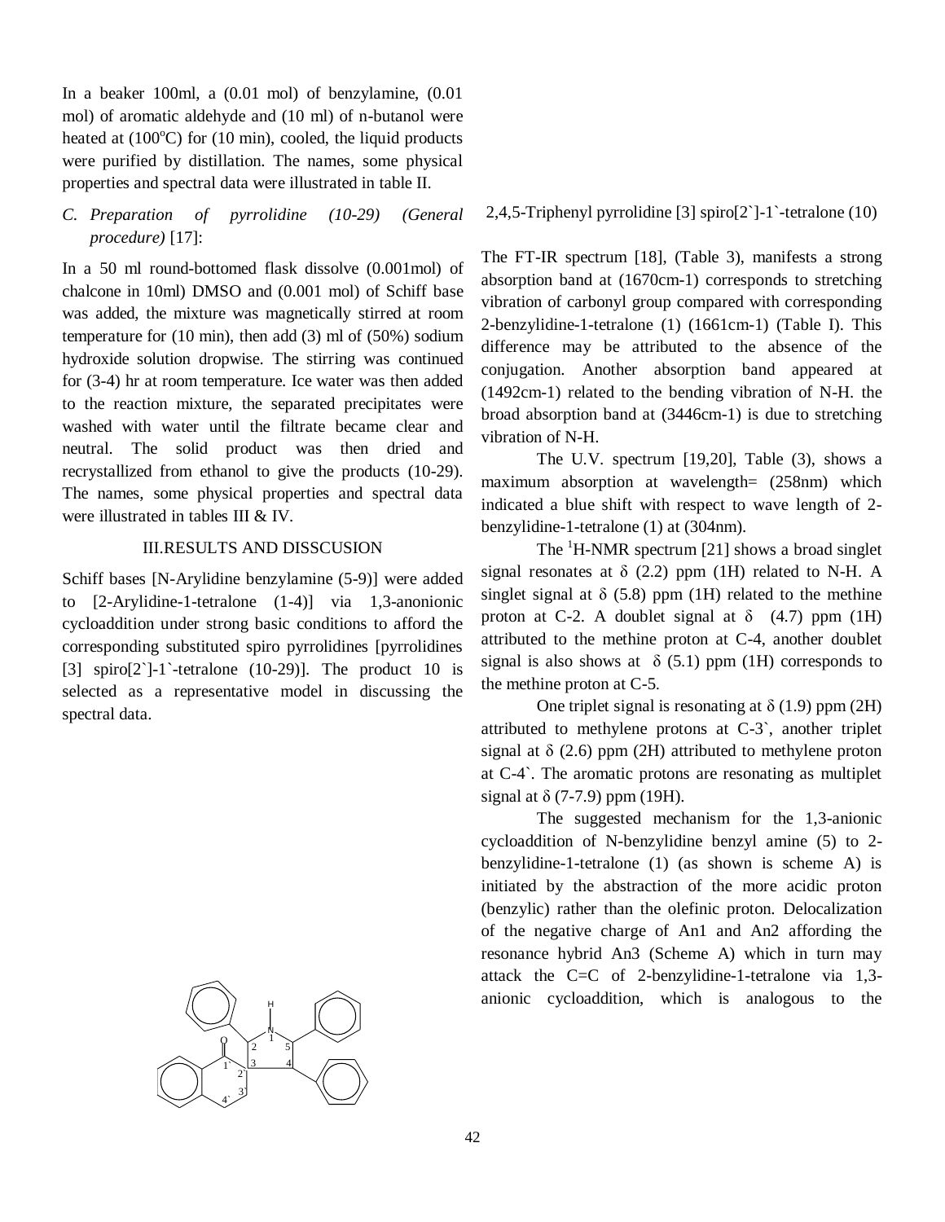In a beaker 100ml, a (0.01 mol) of benzylamine, (0.01 mol) of aromatic aldehyde and (10 ml) of n-butanol were heated at (100$^{o}$C) for (10 min), cooled, the liquid products were purified by distillation. The names, some physical properties and spectral data were illustrated in table II.

*C. Preparation of pyrrolidine (10-29) (General procedure)* [17]:

In a 50 ml round-bottomed flask dissolve (0.001mol) of chalcone in 10ml) DMSO and (0.001 mol) of Schiff base was added, the mixture was magnetically stirred at room temperature for (10 min), then add (3) ml of (50%) sodium hydroxide solution dropwise. The stirring was continued for (3-4) hr at room temperature. Ice water was then added to the reaction mixture, the separated precipitates were washed with water until the filtrate became clear and neutral. The solid product was then dried and recrystallized from ethanol to give the products (10-29). The names, some physical properties and spectral data were illustrated in tables III & IV.

## III.RESULTS AND DISSCUSION

Schiff bases [N-Arylidine benzylamine (5-9)] were added to [2-Arylidine-1-tetralone (1-4)] via 1,3-anonionic cycloaddition under strong basic conditions to afford the corresponding substituted spiro pyrrolidines [pyrrolidines [3] spiro[2`]-1`-tetralone (10-29)]. The product 10 is selected as a representative model in discussing the spectral data.

2,4,5-Triphenyl pyrrolidine [3] spiro[2`]-1`-tetralone (10)

The FT-IR spectrum [18], (Table 3), manifests a strong absorption band at (1670cm-1) corresponds to stretching vibration of carbonyl group compared with corresponding 2-benzylidine-1-tetralone (1) (1661cm-1) (Table I). This difference may be attributed to the absence of the conjugation. Another absorption band appeared at (1492cm-1) related to the bending vibration of N-H. the broad absorption band at (3446cm-1) is due to stretching vibration of N-H.

The U.V. spectrum [19,20], Table (3), shows a maximum absorption at wavelength= (258nm) which indicated a blue shift with respect to wave length of 2-benzylidine-1-tetralone (1) at (304nm).

The $^{1}$H-NMR spectrum [21] shows a broad singlet signal resonates at $\delta$ (2.2) ppm (1H) related to N-H. A singlet signal at $\delta$ (5.8) ppm (1H) related to the methine proton at C-2. A doublet signal at $\delta$ (4.7) ppm (1H) attributed to the methine proton at C-4, another doublet signal is also shows at $\delta$ (5.1) ppm (1H) corresponds to the methine proton at C-5.

One triplet signal is resonating at $\delta$ (1.9) ppm (2H) attributed to methylene protons at C-3`, another triplet signal at $\delta$ (2.6) ppm (2H) attributed to methylene proton at C-4`. The aromatic protons are resonating as multiplet signal at $\delta$ (7-7.9) ppm (19H).

The suggested mechanism for the 1,3-anionic cycloaddition of N-benzylidine benzyl amine (5) to 2-benzylidine-1-tetralone (1) (as shown is scheme A) is initiated by the abstraction of the more acidic proton (benzylic) rather than the olefinic proton. Delocalization of the negative charge of An1 and An2 affording the resonance hybrid An3 (Scheme A) which in turn may attack the C=C of 2-benzylidine-1-tetralone via 1,3-anionic cycloaddition, which is analogous to the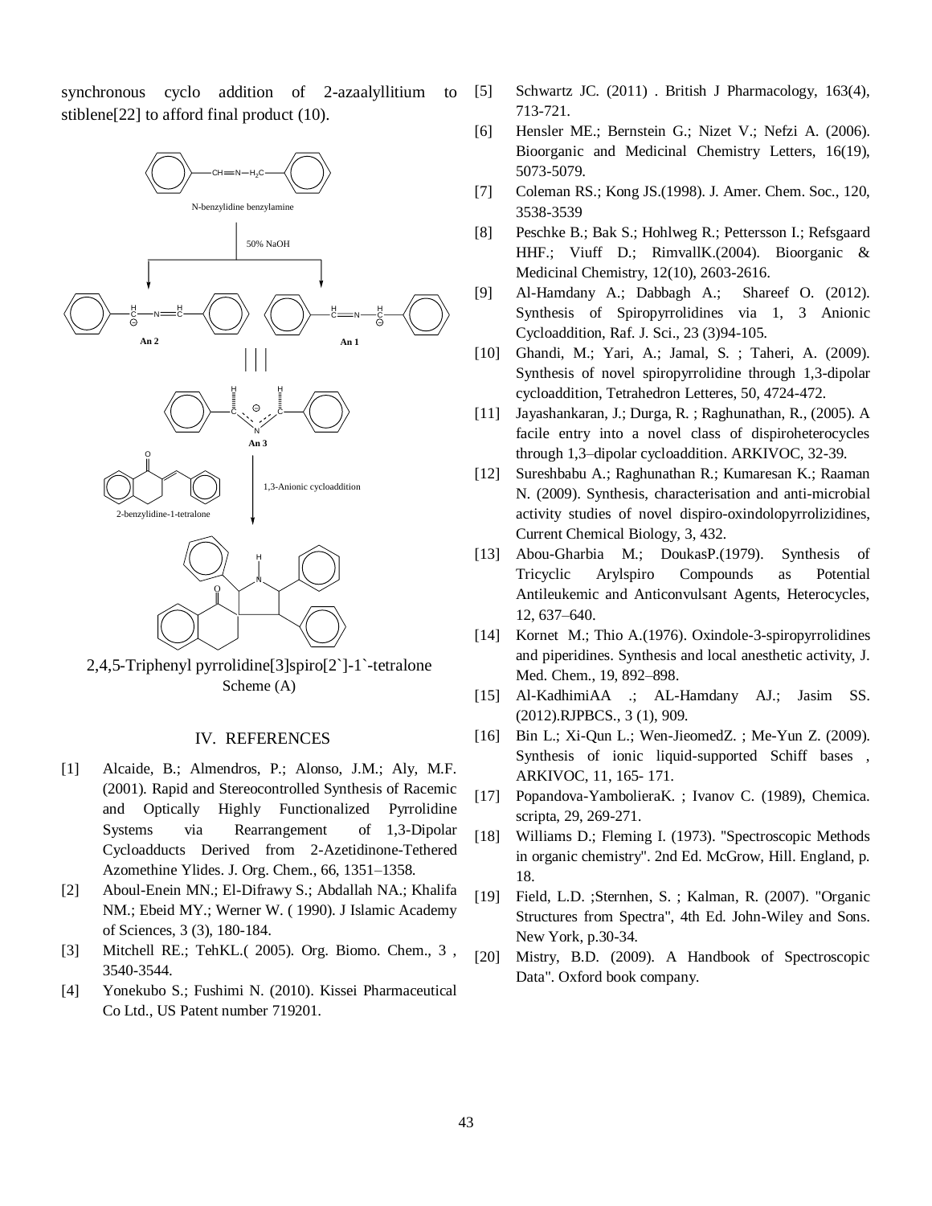synchronous cyclo addition of 2-azaallyllitium to stiblene[22] to afford final product (10).

N-benzylidine benzylamine

50% NaOH

An 2

An 1

An 3

1,3-Anionic cycloaddition

2-benzylidine-1-tetralone

2,4,5-Triphenyl pyrrolidine[3]spiro[2`]-1`-tetralone

Scheme (A)

## IV. REFERENCES

[1] Alcaide, B.; Almendros, P.; Alonso, J.M.; Aly, M.F. (2001). Rapid and Stereocontrolled Synthesis of Racemic and Optically Highly Functionalized Pyrrolidine Systems via Rearrangement of 1,3-Dipolar Cycloadducts Derived from 2-Azetidinone-Tethered Azomethine Ylides. J. Org. Chem., 66, 1351–1358.

[2] Aboul-Enein MN.; El-Difrawy S.; Abdallah NA.; Khalifa NM.; Ebeid MY.; Werner W. ( 1990). J Islamic Academy of Sciences, 3 (3), 180-184.

[3] Mitchell RE.; TehKL.( 2005). Org. Biomo. Chem., 3 , 3540-3544.

[4] Yonekubo S.; Fushimi N. (2010). Kissei Pharmaceutical Co Ltd., US Patent number 719201.

[5] Schwartz JC. (2011) . British J Pharmacology, 163(4), 713-721.

[6] Hensler ME.; Bernstein G.; Nizet V.; Nefzi A. (2006). Bioorganic and Medicinal Chemistry Letters, 16(19), 5073-5079.

[7] Coleman RS.; Kong JS.(1998). J. Amer. Chem. Soc., 120, 3538-3539

[8] Peschke B.; Bak S.; Hohlweg R.; Pettersson I.; Refsgaard HHF.; Viuff D.; RimvallK.(2004). Bioorganic & Medicinal Chemistry, 12(10), 2603-2616.

[9] Al-Hamdany A.; Dabbagh A.; Shareef O. (2012). Synthesis of Spiropyrrolidines via 1, 3 Anionic Cycloaddition, Raf. J. Sci., 23 (3)94-105.

[10] Ghandi, M.; Yari, A.; Jamal, S. ; Taheri, A. (2009). Synthesis of novel spiropyrrolidine through 1,3-dipolar cycloaddition, Tetrahedron Letteres, 50, 4724-472.

[11] Jayashankaran, J.; Durga, R. ; Raghunathan, R., (2005). A facile entry into a novel class of dispiroheterocycles through 1,3–dipolar cycloaddition. ARKIVOC, 32-39.

[12] Sureshbabu A.; Raghunathan R.; Kumaresan K.; Raaman N. (2009). Synthesis, characterisation and anti-microbial activity studies of novel dispiro-oxindolopyrrolizidines, Current Chemical Biology, 3, 432.

[13] Abou-Gharbia M.; DoukasP.(1979). Synthesis of Tricyclic Arylspiro Compounds as Potential Antileukemic and Anticonvulsant Agents, Heterocycles, 12, 637–640.

[14] Kornet M.; Thio A.(1976). Oxindole-3-spiropyrrolidines and piperidines. Synthesis and local anesthetic activity, J. Med. Chem., 19, 892–898.

[15] Al-KadhimiAA .; AL-Hamdany AJ.; Jasim SS. (2012).RJPBCS., 3 (1), 909.

[16] Bin L.; Xi-Qun L.; Wen-JieomedZ. ; Me-Yun Z. (2009). Synthesis of ionic liquid-supported Schiff bases , ARKIVOC, 11, 165- 171.

[17] Popandova-YambolieraK. ; Ivanov C. (1989), Chemica. scripta, 29, 269-271.

[18] Williams D.; Fleming I. (1973). "Spectroscopic Methods in organic chemistry". 2nd Ed. McGrow, Hill. England, p. 18.

[19] Field, L.D. ;Sternhen, S. ; Kalman, R. (2007). "Organic Structures from Spectra", 4th Ed. John-Wiley and Sons. New York, p.30-34.

[20] Mistry, B.D. (2009). A Handbook of Spectroscopic Data". Oxford book company.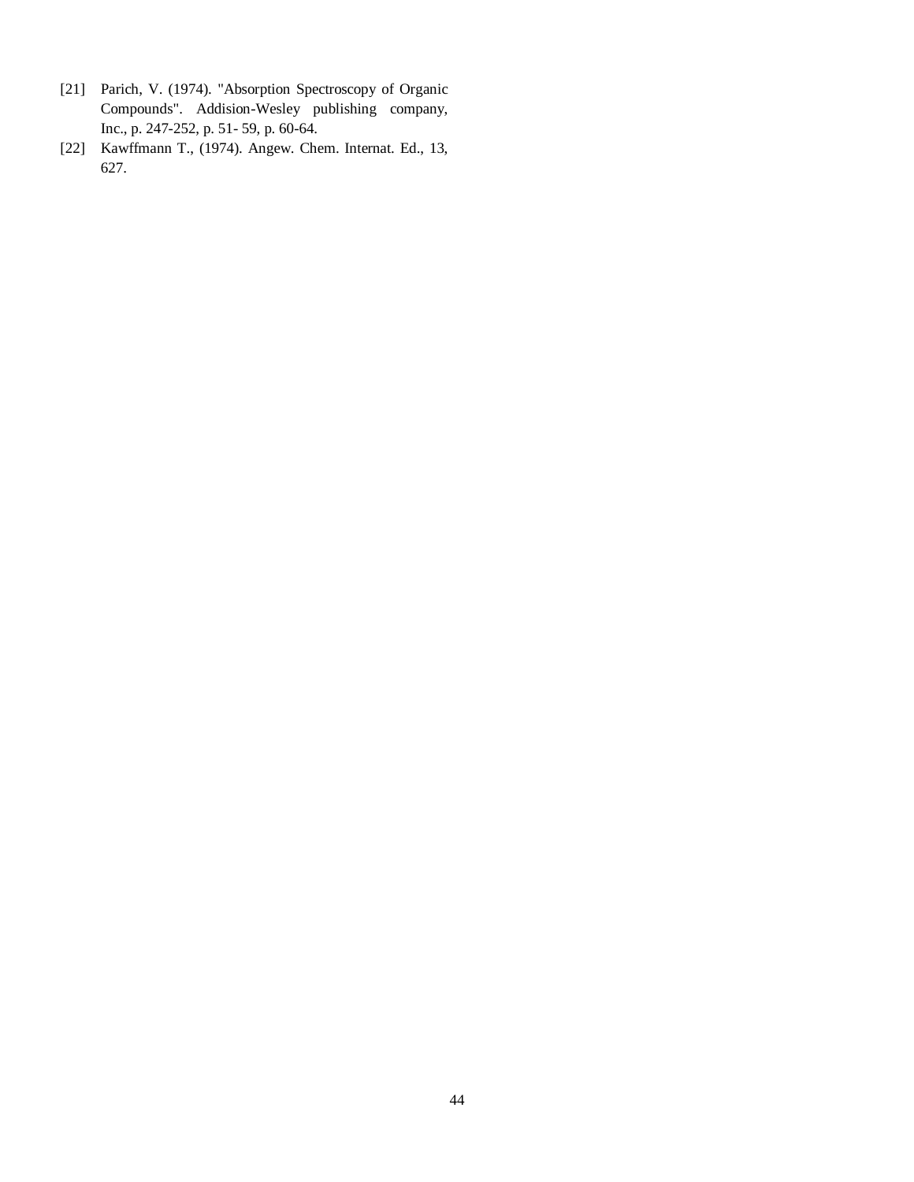[21] Parich, V. (1974). "Absorption Spectroscopy of Organic Compounds". Addision-Wesley publishing company, Inc., p. 247-252, p. 51- 59, p. 60-64.

[22] Kawffmann T., (1974). Angew. Chem. Internat. Ed., 13, 627.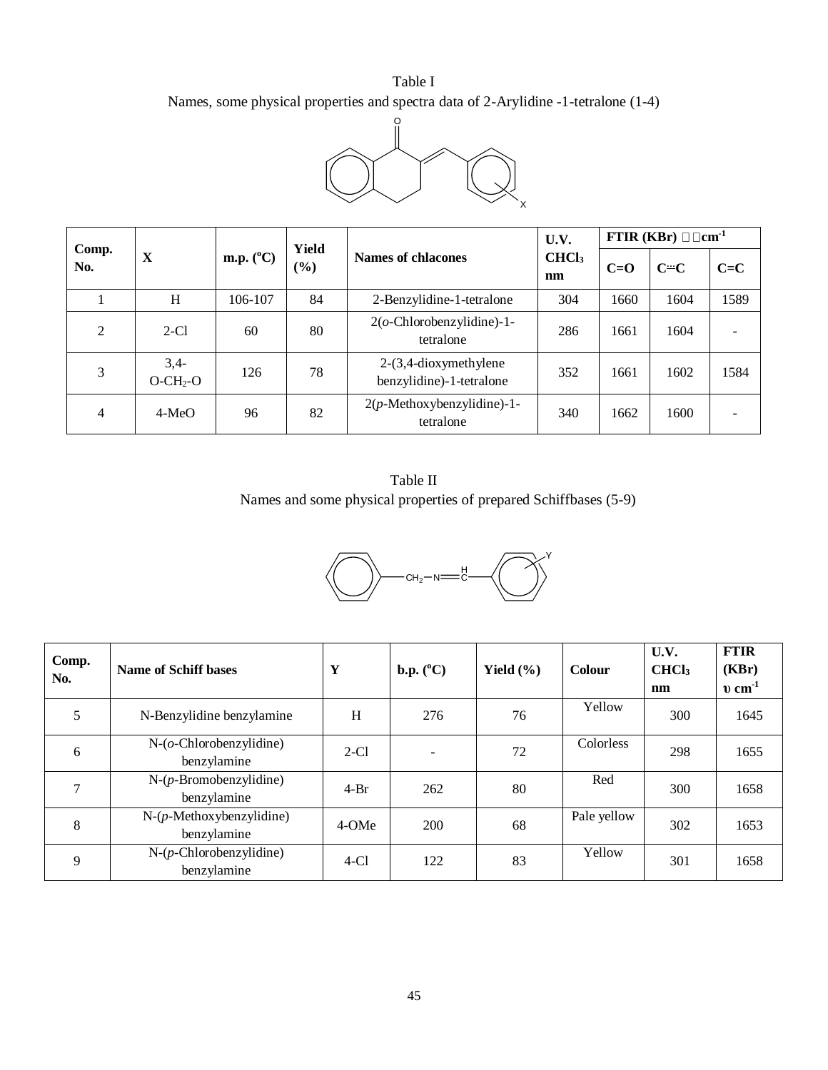Table I
Names, some physical properties and spectra data of 2-Arylidine -1-tetralone (1-4)

| Comp. No. | X | m.p. (°C) | Yield (%) | Names of chlacones | U.V. $CHCl_3$ nm | FTIR (KBr) cm$^{-1}$ | | |
|---|---|---|---|---|---|---|---|---|
| | | | | | | C=O | C⋯C | C=C |
| 1 | H | 106-107 | 84 | 2-Benzylidine-1-tetralone | 304 | 1660 | 1604 | 1589 |
| 2 | 2-Cl | 60 | 80 | 2(*o*-Chlorobenzylidine)-1-tetralone | 286 | 1661 | 1604 | - |
| 3 | 3,4-O-$CH_2$-O | 126 | 78 | 2-(3,4-dioxymethylene benzylidine)-1-tetralone | 352 | 1661 | 1602 | 1584 |
| 4 | 4-MeO | 96 | 82 | 2(*p*-Methoxybenzylidine)-1-tetralone | 340 | 1662 | 1600 | - |

Table II
Names and some physical properties of prepared Schiffbases (5-9)

| Comp. No. | Name of Schiff bases | Y | b.p. (°C) | Yield (%) | Colour | U.V. $CHCl_3$ nm | FTIR (KBr) υ cm$^{-1}$ |
|---|---|---|---|---|---|---|---|
| 5 | N-Benzylidine benzylamine | H | 276 | 76 | Yellow | 300 | 1645 |
| 6 | N-(*o*-Chlorobenzylidine) benzylamine | 2-Cl | - | 72 | Colorless | 298 | 1655 |
| 7 | N-(*p*-Bromobenzylidine) benzylamine | 4-Br | 262 | 80 | Red | 300 | 1658 |
| 8 | N-(*p*-Methoxybenzylidine) benzylamine | 4-OMe | 200 | 68 | Pale yellow | 302 | 1653 |
| 9 | N-(*p*-Chlorobenzylidine) benzylamine | 4-Cl | 122 | 83 | Yellow | 301 | 1658 |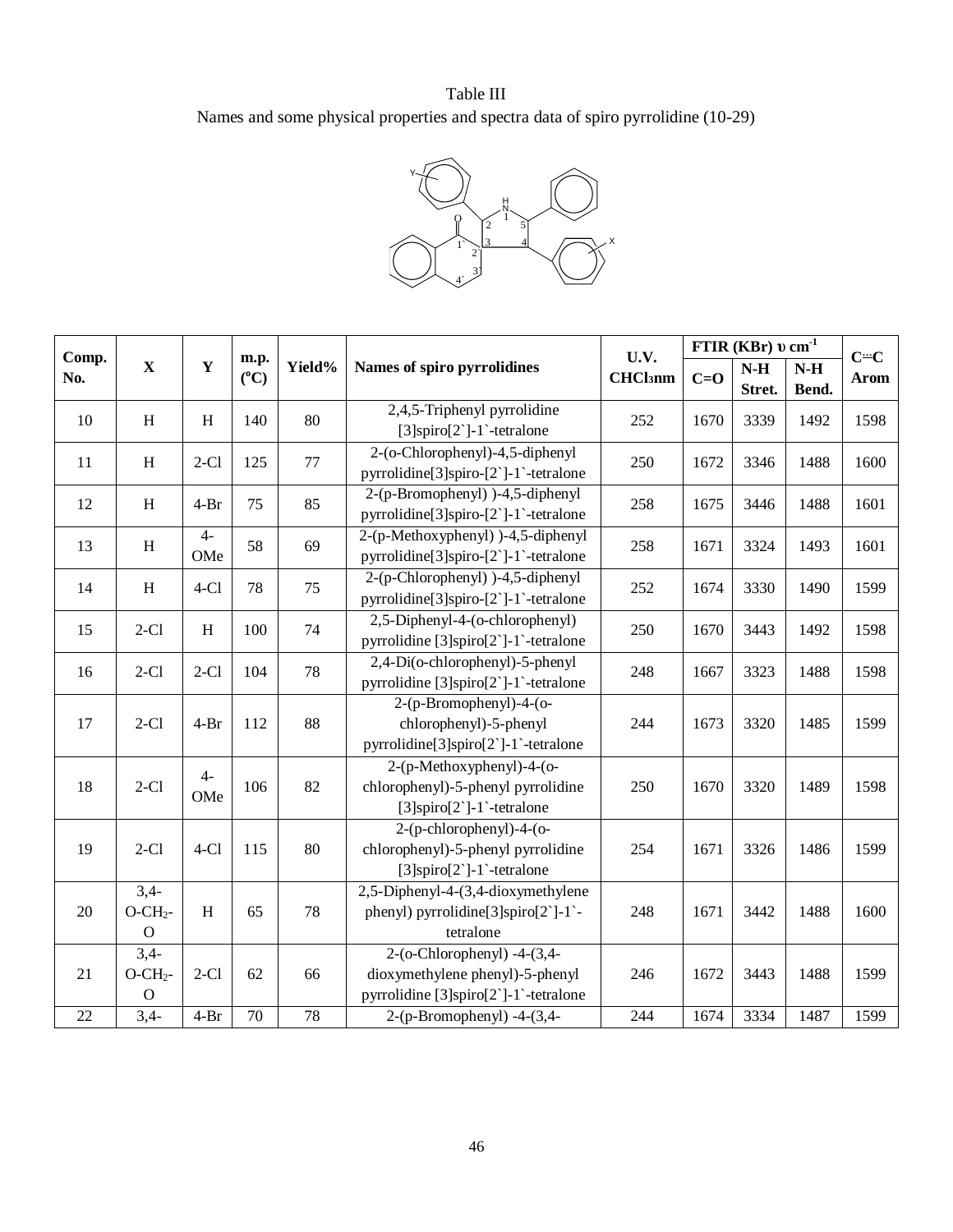Table III

Names and some physical properties and spectra data of spiro pyrrolidine (10-29)

| Comp. No. | X | Y | m.p. ($^{o}$C) | Yield% | Names of spiro pyrrolidines | U.V. $CHCl_3$nm | FTIR (KBr) υ cm$^{-1}$ | | | C⩦C Arom |
|---|---|---|---|---|---|---|---|---|---|---|
| | | | | | | | C=O | N-H Stret. | N-H Bend. | |
| 10 | H | H | 140 | 80 | 2,4,5-Triphenyl pyrrolidine [3]spiro[2`]-1`-tetralone | 252 | 1670 | 3339 | 1492 | 1598 |
| 11 | H | 2-Cl | 125 | 77 | 2-(o-Chlorophenyl)-4,5-diphenyl pyrrolidine[3]spiro-[2`]-1`-tetralone | 250 | 1672 | 3346 | 1488 | 1600 |
| 12 | H | 4-Br | 75 | 85 | 2-(p-Bromophenyl) )-4,5-diphenyl pyrrolidine[3]spiro-[2`]-1`-tetralone | 258 | 1675 | 3446 | 1488 | 1601 |
| 13 | H | 4-OMe | 58 | 69 | 2-(p-Methoxyphenyl) )-4,5-diphenyl pyrrolidine[3]spiro-[2`]-1`-tetralone | 258 | 1671 | 3324 | 1493 | 1601 |
| 14 | H | 4-Cl | 78 | 75 | 2-(p-Chlorophenyl) )-4,5-diphenyl pyrrolidine[3]spiro-[2`]-1`-tetralone | 252 | 1674 | 3330 | 1490 | 1599 |
| 15 | 2-Cl | H | 100 | 74 | 2,5-Diphenyl-4-(o-chlorophenyl) pyrrolidine [3]spiro[2`]-1`-tetralone | 250 | 1670 | 3443 | 1492 | 1598 |
| 16 | 2-Cl | 2-Cl | 104 | 78 | 2,4-Di(o-chlorophenyl)-5-phenyl pyrrolidine [3]spiro[2`]-1`-tetralone | 248 | 1667 | 3323 | 1488 | 1598 |
| 17 | 2-Cl | 4-Br | 112 | 88 | 2-(p-Bromophenyl)-4-(o-chlorophenyl)-5-phenyl pyrrolidine[3]spiro[2`]-1`-tetralone | 244 | 1673 | 3320 | 1485 | 1599 |
| 18 | 2-Cl | 4-OMe | 106 | 82 | 2-(p-Methoxyphenyl)-4-(o-chlorophenyl)-5-phenyl pyrrolidine [3]spiro[2`]-1`-tetralone | 250 | 1670 | 3320 | 1489 | 1598 |
| 19 | 2-Cl | 4-Cl | 115 | 80 | 2-(p-chlorophenyl)-4-(o-chlorophenyl)-5-phenyl pyrrolidine [3]spiro[2`]-1`-tetralone | 254 | 1671 | 3326 | 1486 | 1599 |
| 20 | 3,4-O-$CH_2$-O | H | 65 | 78 | 2,5-Diphenyl-4-(3,4-dioxymethylene phenyl) pyrrolidine[3]spiro[2`]-1`-tetralone | 248 | 1671 | 3442 | 1488 | 1600 |
| 21 | 3,4-O-$CH_2$-O | 2-Cl | 62 | 66 | 2-(o-Chlorophenyl) -4-(3,4-dioxymethylene phenyl)-5-phenyl pyrrolidine [3]spiro[2`]-1`-tetralone | 246 | 1672 | 3443 | 1488 | 1599 |
| 22 | 3,4- | 4-Br | 70 | 78 | 2-(p-Bromophenyl) -4-(3,4- | 244 | 1674 | 3334 | 1487 | 1599 |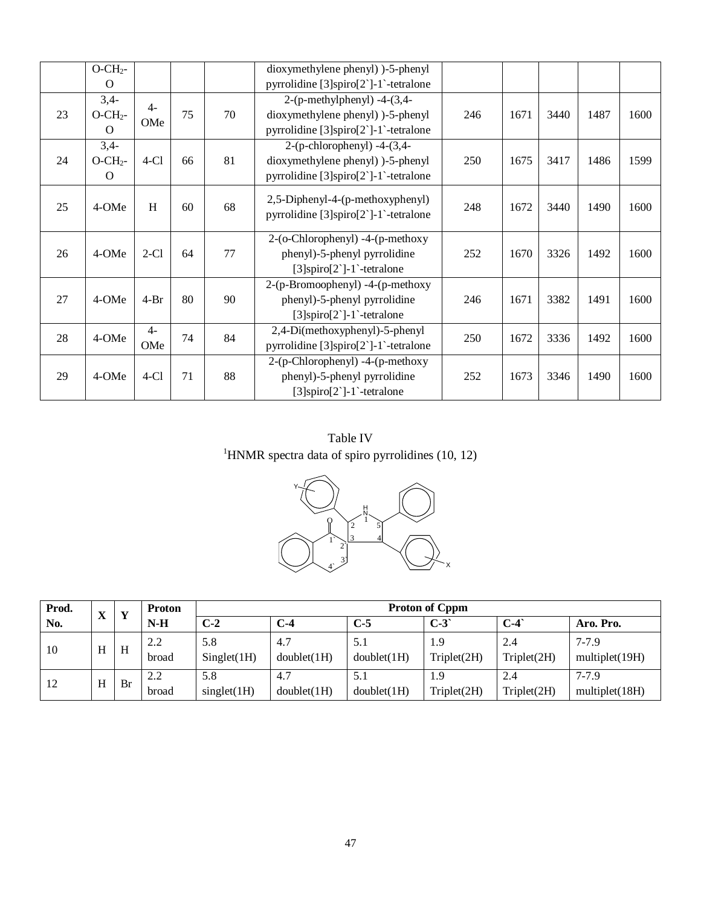| | | | | | | | | | | |
|---|---|---|---|---|---|---|---|---|---|---|
| | O-CH$_2$-O | | | | dioxymethylene phenyl) )-5-phenyl pyrrolidine [3]spiro[2`]-1`-tetralone | | | | | |
| 23 | 3,4-O-CH$_2$-O | 4-OMe | 75 | 70 | 2-(p-methylphenyl) -4-(3,4-dioxymethylene phenyl) )-5-phenyl pyrrolidine [3]spiro[2`]-1`-tetralone | 246 | 1671 | 3440 | 1487 | 1600 |
| 24 | 3,4-O-CH$_2$-O | 4-Cl | 66 | 81 | 2-(p-chlorophenyl) -4-(3,4-dioxymethylene phenyl) )-5-phenyl pyrrolidine [3]spiro[2`]-1`-tetralone | 250 | 1675 | 3417 | 1486 | 1599 |
| 25 | 4-OMe | H | 60 | 68 | 2,5-Diphenyl-4-(p-methoxyphenyl) pyrrolidine [3]spiro[2`]-1`-tetralone | 248 | 1672 | 3440 | 1490 | 1600 |
| 26 | 4-OMe | 2-Cl | 64 | 77 | 2-(o-Chlorophenyl) -4-(p-methoxy phenyl)-5-phenyl pyrrolidine [3]spiro[2`]-1`-tetralone | 252 | 1670 | 3326 | 1492 | 1600 |
| 27 | 4-OMe | 4-Br | 80 | 90 | 2-(p-Bromoophenyl) -4-(p-methoxy phenyl)-5-phenyl pyrrolidine [3]spiro[2`]-1`-tetralone | 246 | 1671 | 3382 | 1491 | 1600 |
| 28 | 4-OMe | 4-OMe | 74 | 84 | 2,4-Di(methoxyphenyl)-5-phenyl pyrrolidine [3]spiro[2`]-1`-tetralone | 250 | 1672 | 3336 | 1492 | 1600 |
| 29 | 4-OMe | 4-Cl | 71 | 88 | 2-(p-Chlorophenyl) -4-(p-methoxy phenyl)-5-phenyl pyrrolidine [3]spiro[2`]-1`-tetralone | 252 | 1673 | 3346 | 1490 | 1600 |

Table IV

$^1$HNMR spectra data of spiro pyrrolidines (10, 12)

| Prod. No. | X | Y | Proton N-H | Proton of Cppm | | | | | |
|---|---|---|---|---|---|---|---|---|---|
| | | | | C-2 | C-4 | C-5 | C-3` | C-4` | Aro. Pro. |
| 10 | H | H | 2.2 broad | 5.8 Singlet(1H) | 4.7 doublet(1H) | 5.1 doublet(1H) | 1.9 Triplet(2H) | 2.4 Triplet(2H) | 7-7.9 multiplet(19H) |
| 12 | H | Br | 2.2 broad | 5.8 singlet(1H) | 4.7 doublet(1H) | 5.1 doublet(1H) | 1.9 Triplet(2H) | 2.4 Triplet(2H) | 7-7.9 multiplet(18H) |